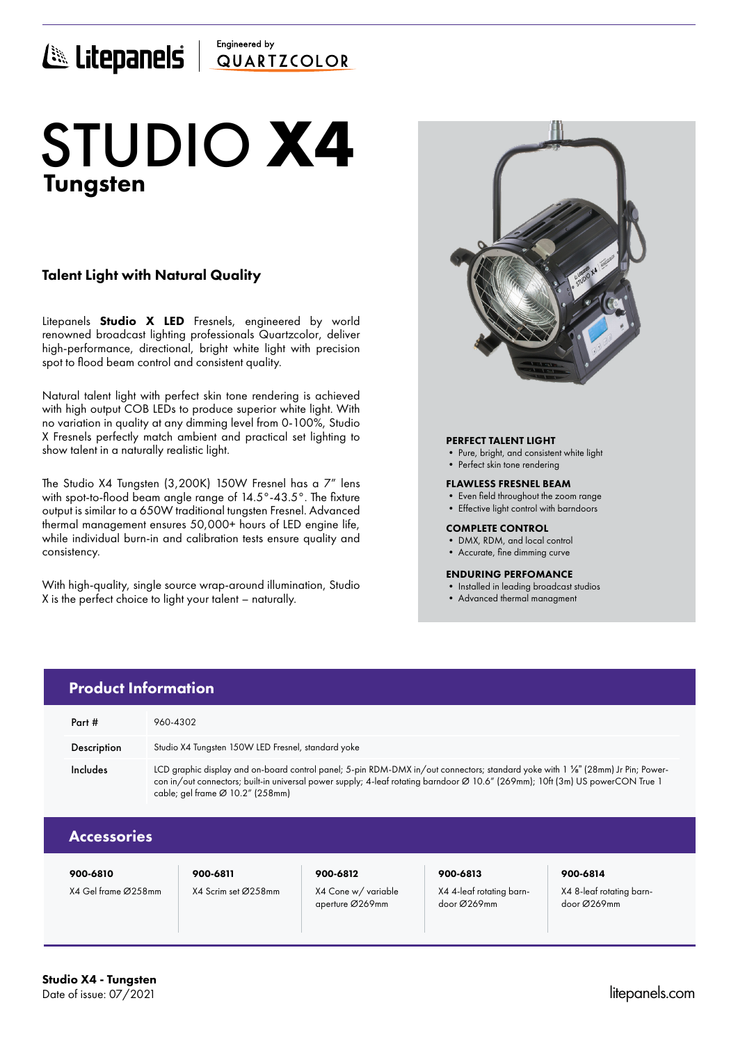Litepanels | Engineered by QUARTZCOLOR

# STUDIO **X4**
## Tungsten

### Talent Light with Natural Quality

Litepanels **Studio X LED** Fresnels, engineered by world renowned broadcast lighting professionals Quartzcolor, deliver high-performance, directional, bright white light with precision spot to flood beam control and consistent quality.

Natural talent light with perfect skin tone rendering is achieved with high output COB LEDs to produce superior white light. With no variation in quality at any dimming level from 0-100%, Studio X Fresnels perfectly match ambient and practical set lighting to show talent in a naturally realistic light.

The Studio X4 Tungsten (3,200K) 150W Fresnel has a 7" lens with spot-to-flood beam angle range of 14.5°-43.5°. The fixture output is similar to a 650W traditional tungsten Fresnel. Advanced thermal management ensures 50,000+ hours of LED engine life, while individual burn-in and calibration tests ensure quality and consistency.

With high-quality, single source wrap-around illumination, Studio X is the perfect choice to light your talent – naturally.

**PERFECT TALENT LIGHT**
- Pure, bright, and consistent white light
- Perfect skin tone rendering

**FLAWLESS FRESNEL BEAM**
- Even field throughout the zoom range
- Effective light control with barndoors

**COMPLETE CONTROL**
- DMX, RDM, and local control
- Accurate, fine dimming curve

**ENDURING PERFOMANCE**
- Installed in leading broadcast studios
- Advanced thermal managment

## Product Information

| | |
|---|---|
| Part # | 960-4302 |
| Description | Studio X4 Tungsten 150W LED Fresnel, standard yoke |
| Includes | LCD graphic display and on-board control panel; 5-pin RDM-DMX in/out connectors; standard yoke with 1 ⅛" (28mm) Jr Pin; Power-con in/out connectors; built-in universal power supply; 4-leaf rotating barndoor Ø 10.6" (269mm); 10ft (3m) US powerCON True 1 cable; gel frame Ø 10.2" (258mm) |

## Accessories

| 900-6810 | 900-6811 | 900-6812 | 900-6813 | 900-6814 |
|---|---|---|---|---|
| X4 Gel frame Ø258mm | X4 Scrim set Ø258mm | X4 Cone w/ variable aperture Ø269mm | X4 4-leaf rotating barn-door Ø269mm | X4 8-leaf rotating barn-door Ø269mm |

**Studio X4 - Tungsten**
Date of issue: 07/2021

litepanels.com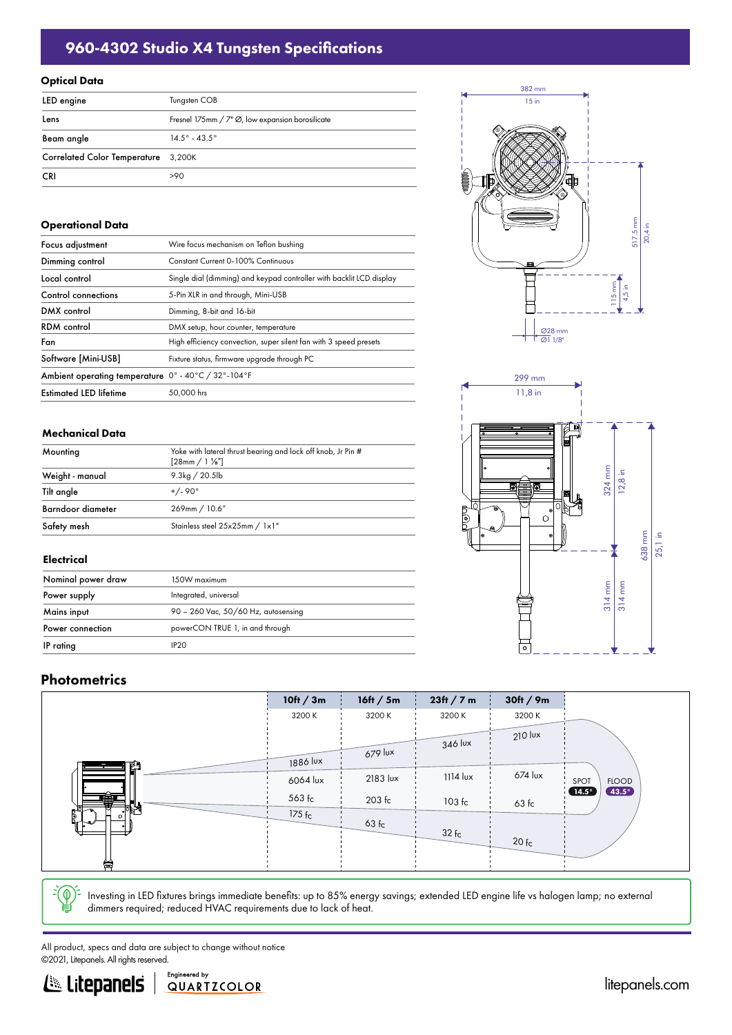# 960-4302 Studio X4 Tungsten Specifications

### Optical Data

| | |
|---|---|
| LED engine | Tungsten COB |
| Lens | Fresnel 175mm / 7" Ø, low expansion borosilicate |
| Beam angle | 14.5° - 43.5° |
| Correlated Color Temperature | 3,200K |
| CRI | >90 |

### Operational Data

| | |
|---|---|
| Focus adjustment | Wire focus mechanism on Teflon bushing |
| Dimming control | Constant Current 0-100% Continuous |
| Local control | Single dial (dimming) and keypad controller with backlit LCD display |
| Control connections | 5-Pin XLR in and through, Mini-USB |
| DMX control | Dimming, 8-bit and 16-bit |
| RDM control | DMX setup, hour counter, temperature |
| Fan | High efficiency convection, super silent fan with 3 speed presets |
| Software [Mini-USB] | Fixture status, firmware upgrade through PC |
| Ambient operating temperature | 0° - 40°C / 32°-104°F |
| Estimated LED lifetime | 50,000 hrs |

### Mechanical Data

| | |
|---|---|
| Mounting | Yoke with lateral thrust bearing and lock off knob, Jr Pin # [28mm / 1 ⅛"] |
| Weight - manual | 9.3kg / 20.5lb |
| Tilt angle | +/- 90° |
| Barndoor diameter | 269mm / 10.6" |
| Safety mesh | Stainless steel 25x25mm / 1x1" |

### Electrical

| | |
|---|---|
| Nominal power draw | 150W maximum |
| Power supply | Integrated, universal |
| Mains input | 90 – 260 Vac, 50/60 Hz, autosensing |
| Power connection | powerCON TRUE 1, in and through |
| IP rating | IP20 |

382 mm
15 in
517.5 mm
20,4 in
115 mm
4,5 in
Ø28 mm
Ø1 1/8"

299 mm
11,8 in
324 mm
12,8 in
638 mm
25,1 in
314 mm
314 mm

## Photometrics

10ft / 3m
3200 K
1886 lux
6064 lux
563 fc
175 fc

16ft / 5m
3200 K
679 lux
2183 lux
203 fc
63 fc

23ft / 7 m
3200 K
346 lux
1114 lux
103 fc
32 fc

30ft / 9m
3200 K
210 lux
674 lux
63 fc
20 fc

SPOT 14.5°
FLOOD 43.5°

Investing in LED fixtures brings immediate benefits: up to 85% energy savings; extended LED engine life vs halogen lamp; no external dimmers required; reduced HVAC requirements due to lack of heat.

All product, specs and data are subject to change without notice
©2021, Litepanels. All rights reserved.

Litepanels | Engineered by QUARTZCOLOR

litepanels.com